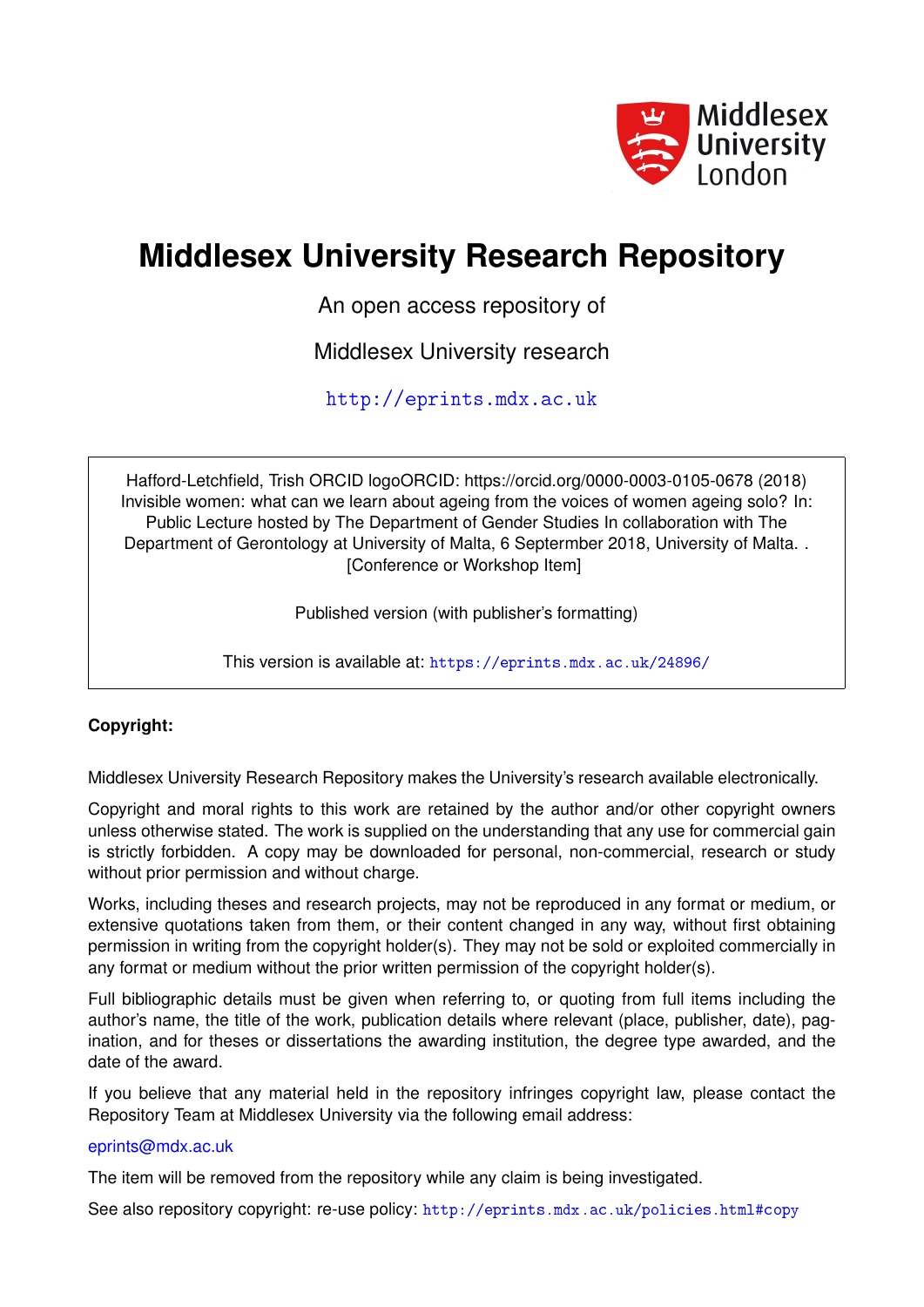# Middlesex University Research Repository

An open access repository of

Middlesex University research

http://eprints.mdx.ac.uk

Hafford-Letchfield, Trish ORCID logoORCID: https://orcid.org/0000-0003-0105-0678 (2018) Invisible women: what can we learn about ageing from the voices of women ageing solo? In: Public Lecture hosted by The Department of Gender Studies In collaboration with The Department of Gerontology at University of Malta, 6 Septermber 2018, University of Malta. . [Conference or Workshop Item]

Published version (with publisher's formatting)

This version is available at: https://eprints.mdx.ac.uk/24896/

**Copyright:**

Middlesex University Research Repository makes the University's research available electronically.

Copyright and moral rights to this work are retained by the author and/or other copyright owners unless otherwise stated. The work is supplied on the understanding that any use for commercial gain is strictly forbidden. A copy may be downloaded for personal, non-commercial, research or study without prior permission and without charge.

Works, including theses and research projects, may not be reproduced in any format or medium, or extensive quotations taken from them, or their content changed in any way, without first obtaining permission in writing from the copyright holder(s). They may not be sold or exploited commercially in any format or medium without the prior written permission of the copyright holder(s).

Full bibliographic details must be given when referring to, or quoting from full items including the author's name, the title of the work, publication details where relevant (place, publisher, date), pagination, and for theses or dissertations the awarding institution, the degree type awarded, and the date of the award.

If you believe that any material held in the repository infringes copyright law, please contact the Repository Team at Middlesex University via the following email address:

eprints@mdx.ac.uk

The item will be removed from the repository while any claim is being investigated.

See also repository copyright: re-use policy: http://eprints.mdx.ac.uk/policies.html#copy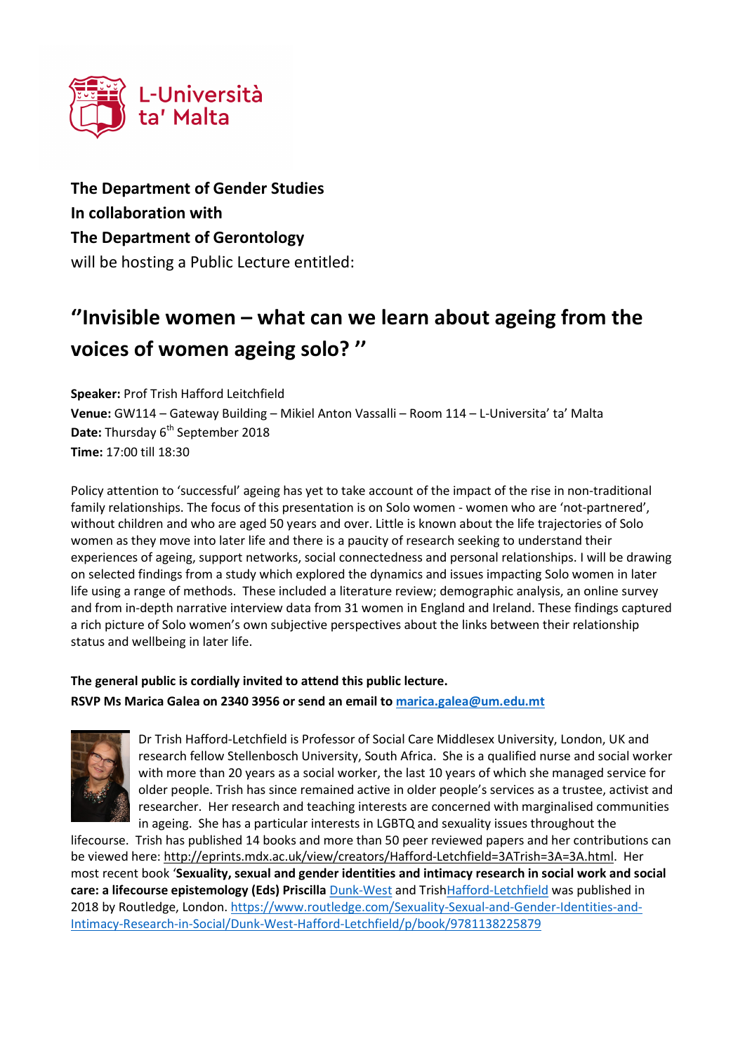L-Università ta' Malta

**The Department of Gender Studies**
**In collaboration with**
**The Department of Gerontology**
will be hosting a Public Lecture entitled:

# ''Invisible women – what can we learn about ageing from the voices of women ageing solo? ''

**Speaker:** Prof Trish Hafford Leitchfield
**Venue:** GW114 – Gateway Building – Mikiel Anton Vassalli – Room 114 – L-Universita' ta' Malta
**Date:** Thursday 6th September 2018
**Time:** 17:00 till 18:30

Policy attention to 'successful' ageing has yet to take account of the impact of the rise in non-traditional family relationships. The focus of this presentation is on Solo women - women who are 'not-partnered', without children and who are aged 50 years and over. Little is known about the life trajectories of Solo women as they move into later life and there is a paucity of research seeking to understand their experiences of ageing, support networks, social connectedness and personal relationships. I will be drawing on selected findings from a study which explored the dynamics and issues impacting Solo women in later life using a range of methods. These included a literature review; demographic analysis, an online survey and from in-depth narrative interview data from 31 women in England and Ireland. These findings captured a rich picture of Solo women's own subjective perspectives about the links between their relationship status and wellbeing in later life.

**The general public is cordially invited to attend this public lecture.**
**RSVP Ms Marica Galea on 2340 3956 or send an email to marica.galea@um.edu.mt**

Dr Trish Hafford-Letchfield is Professor of Social Care Middlesex University, London, UK and research fellow Stellenbosch University, South Africa. She is a qualified nurse and social worker with more than 20 years as a social worker, the last 10 years of which she managed service for older people. Trish has since remained active in older people's services as a trustee, activist and researcher. Her research and teaching interests are concerned with marginalised communities in ageing. She has a particular interests in LGBTQ and sexuality issues throughout the lifecourse. Trish has published 14 books and more than 50 peer reviewed papers and her contributions can be viewed here: http://eprints.mdx.ac.uk/view/creators/Hafford-Letchfield=3ATrish=3A=3A.html. Her most recent book '**Sexuality, sexual and gender identities and intimacy research in social work and social care: a lifecourse epistemology (Eds) Priscilla** Dunk-West and TrishHafford-Letchfield was published in 2018 by Routledge, London. https://www.routledge.com/Sexuality-Sexual-and-Gender-Identities-and-Intimacy-Research-in-Social/Dunk-West-Hafford-Letchfield/p/book/9781138225879